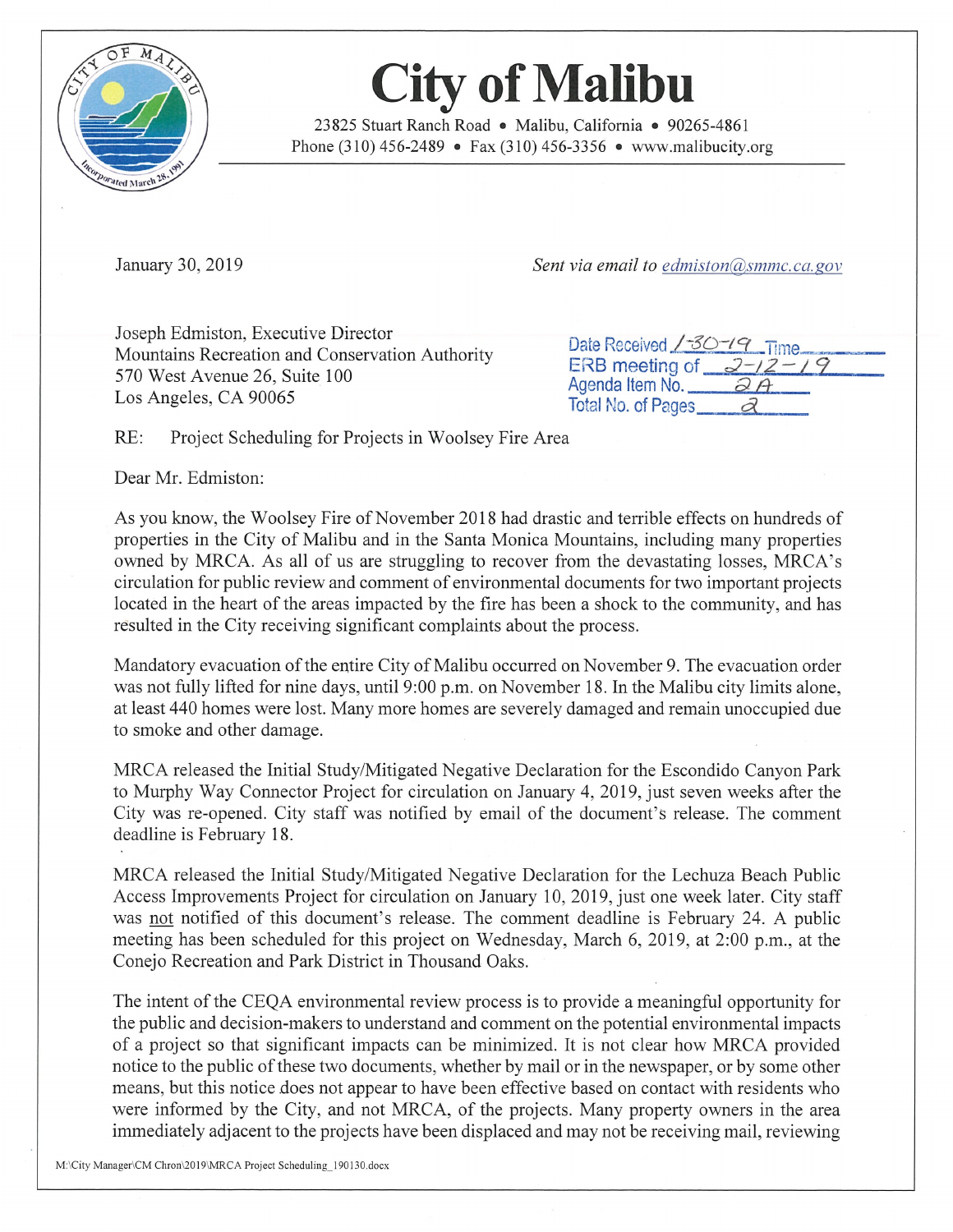# City of Malibu

23825 Stuart Ranch Road • Malibu, California • 90265-4861
Phone (310) 456-2489 • Fax (310) 456-3356 • www.malibucity.org

January 30, 2019

*Sent via email to edmiston@smmc.ca.gov*

Joseph Edmiston, Executive Director
Mountains Recreation and Conservation Authority
570 West Avenue 26, Suite 100
Los Angeles, CA 90065

Date Received 1-30-19 Time
ERB meeting of 2-12-19
Agenda Item No. 2A
Total No. of Pages 2

RE: Project Scheduling for Projects in Woolsey Fire Area

Dear Mr. Edmiston:

As you know, the Woolsey Fire of November 2018 had drastic and terrible effects on hundreds of properties in the City of Malibu and in the Santa Monica Mountains, including many properties owned by MRCA. As all of us are struggling to recover from the devastating losses, MRCA's circulation for public review and comment of environmental documents for two important projects located in the heart of the areas impacted by the fire has been a shock to the community, and has resulted in the City receiving significant complaints about the process.

Mandatory evacuation of the entire City of Malibu occurred on November 9. The evacuation order was not fully lifted for nine days, until 9:00 p.m. on November 18. In the Malibu city limits alone, at least 440 homes were lost. Many more homes are severely damaged and remain unoccupied due to smoke and other damage.

MRCA released the Initial Study/Mitigated Negative Declaration for the Escondido Canyon Park to Murphy Way Connector Project for circulation on January 4, 2019, just seven weeks after the City was re-opened. City staff was notified by email of the document's release. The comment deadline is February 18.

MRCA released the Initial Study/Mitigated Negative Declaration for the Lechuza Beach Public Access Improvements Project for circulation on January 10, 2019, just one week later. City staff was not notified of this document's release. The comment deadline is February 24. A public meeting has been scheduled for this project on Wednesday, March 6, 2019, at 2:00 p.m., at the Conejo Recreation and Park District in Thousand Oaks.

The intent of the CEQA environmental review process is to provide a meaningful opportunity for the public and decision-makers to understand and comment on the potential environmental impacts of a project so that significant impacts can be minimized. It is not clear how MRCA provided notice to the public of these two documents, whether by mail or in the newspaper, or by some other means, but this notice does not appear to have been effective based on contact with residents who were informed by the City, and not MRCA, of the projects. Many property owners in the area immediately adjacent to the projects have been displaced and may not be receiving mail, reviewing

M:\City Manager\CM Chron\2019\MRCA Project Scheduling_190130.docx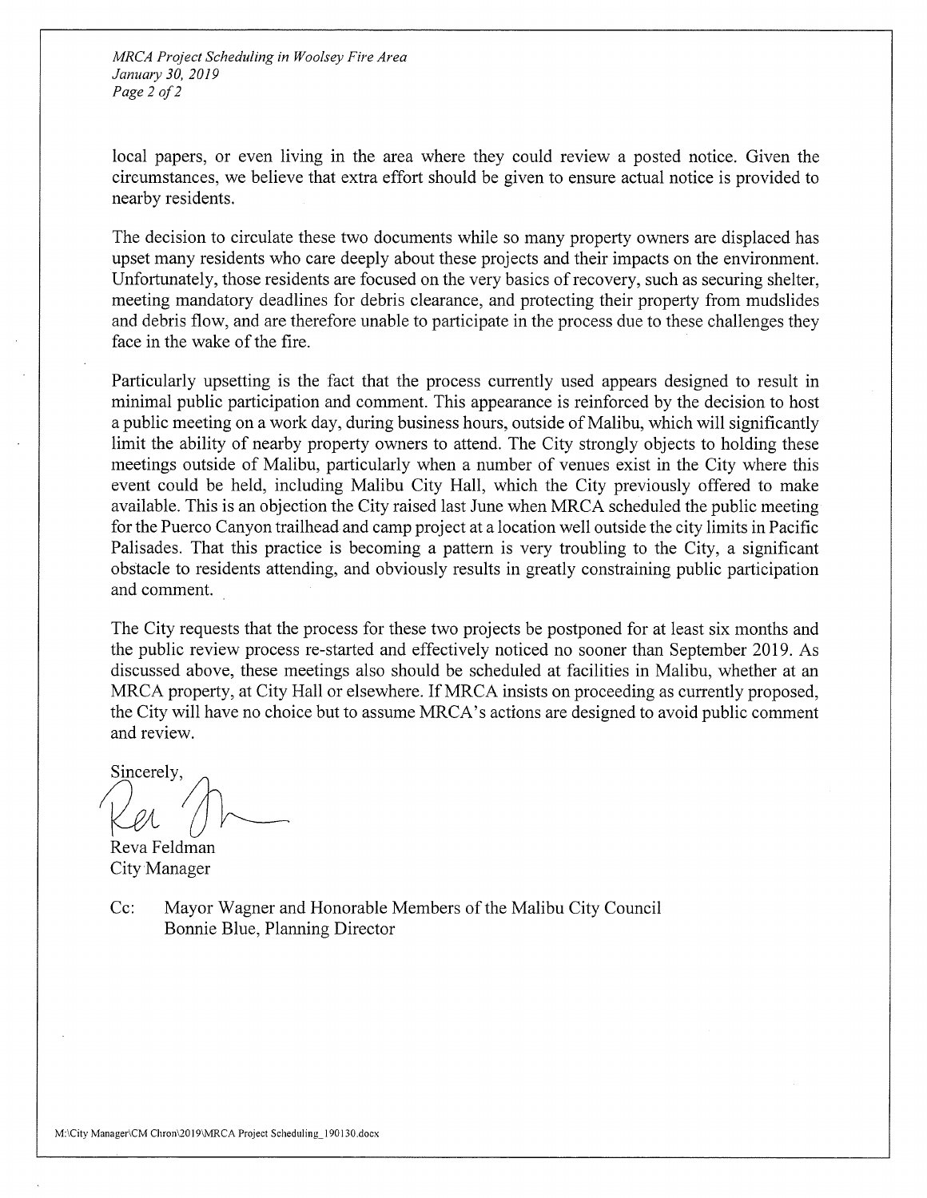local papers, or even living in the area where they could review a posted notice. Given the circumstances, we believe that extra effort should be given to ensure actual notice is provided to nearby residents.

The decision to circulate these two documents while so many property owners are displaced has upset many residents who care deeply about these projects and their impacts on the environment. Unfortunately, those residents are focused on the very basics of recovery, such as securing shelter, meeting mandatory deadlines for debris clearance, and protecting their property from mudslides and debris flow, and are therefore unable to participate in the process due to these challenges they face in the wake of the fire.

Particularly upsetting is the fact that the process currently used appears designed to result in minimal public participation and comment. This appearance is reinforced by the decision to host a public meeting on a work day, during business hours, outside of Malibu, which will significantly limit the ability of nearby property owners to attend. The City strongly objects to holding these meetings outside of Malibu, particularly when a number of venues exist in the City where this event could be held, including Malibu City Hall, which the City previously offered to make available. This is an objection the City raised last June when MRCA scheduled the public meeting for the Puerco Canyon trailhead and camp project at a location well outside the city limits in Pacific Palisades. That this practice is becoming a pattern is very troubling to the City, a significant obstacle to residents attending, and obviously results in greatly constraining public participation and comment.

The City requests that the process for these two projects be postponed for at least six months and the public review process re-started and effectively noticed no sooner than September 2019. As discussed above, these meetings also should be scheduled at facilities in Malibu, whether at an MRCA property, at City Hall or elsewhere. If MRCA insists on proceeding as currently proposed, the City will have no choice but to assume MRCA's actions are designed to avoid public comment and review.

Sincerely,

Reva Feldman
City Manager

Cc: Mayor Wagner and Honorable Members of the Malibu City Council
Bonnie Blue, Planning Director

M:\City Manager\CM Chron\2019\MRCA Project Scheduling_190130.docx